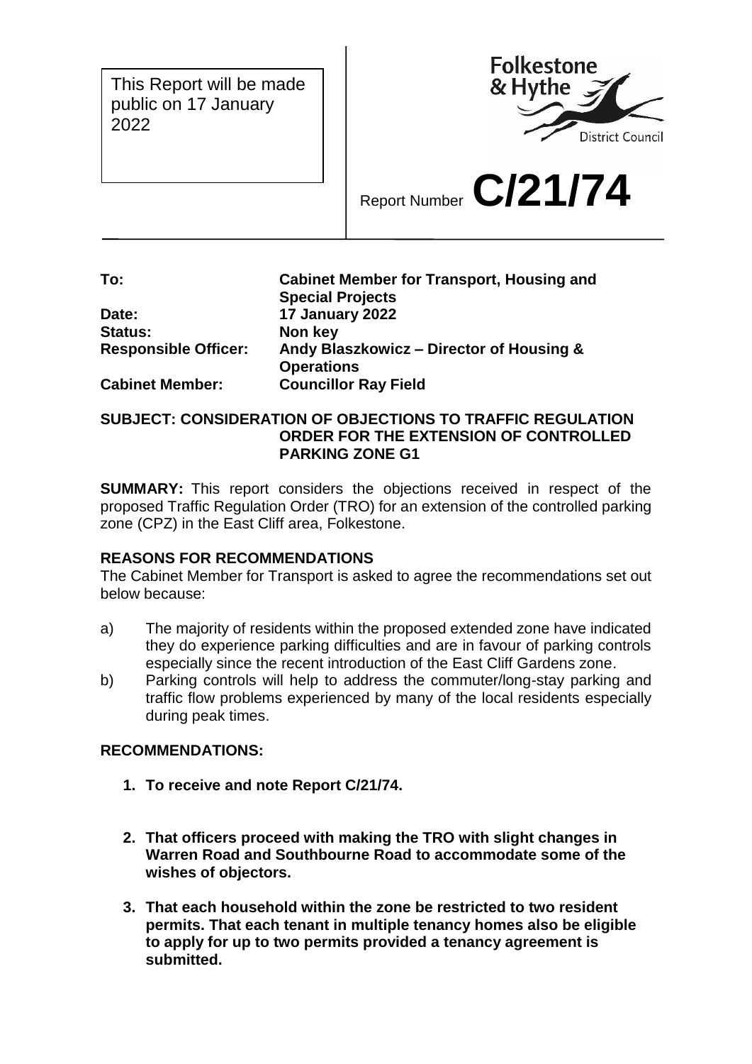This Report will be made public on 17 January 2022

Report Number **C/21/74**

| | |
|---|---|
| **To:** | **Cabinet Member for Transport, Housing and Special Projects** |
| **Date:** | **17 January 2022** |
| **Status:** | **Non key** |
| **Responsible Officer:** | **Andy Blaszkowicz – Director of Housing & Operations** |
| **Cabinet Member:** | **Councillor Ray Field** |

**SUBJECT: CONSIDERATION OF OBJECTIONS TO TRAFFIC REGULATION ORDER FOR THE EXTENSION OF CONTROLLED PARKING ZONE G1**

**SUMMARY:** This report considers the objections received in respect of the proposed Traffic Regulation Order (TRO) for an extension of the controlled parking zone (CPZ) in the East Cliff area, Folkestone.

**REASONS FOR RECOMMENDATIONS**

The Cabinet Member for Transport is asked to agree the recommendations set out below because:

a) The majority of residents within the proposed extended zone have indicated they do experience parking difficulties and are in favour of parking controls especially since the recent introduction of the East Cliff Gardens zone.

b) Parking controls will help to address the commuter/long-stay parking and traffic flow problems experienced by many of the local residents especially during peak times.

**RECOMMENDATIONS:**

1. **To receive and note Report C/21/74.**

2. **That officers proceed with making the TRO with slight changes in Warren Road and Southbourne Road to accommodate some of the wishes of objectors.**

3. **That each household within the zone be restricted to two resident permits. That each tenant in multiple tenancy homes also be eligible to apply for up to two permits provided a tenancy agreement is submitted.**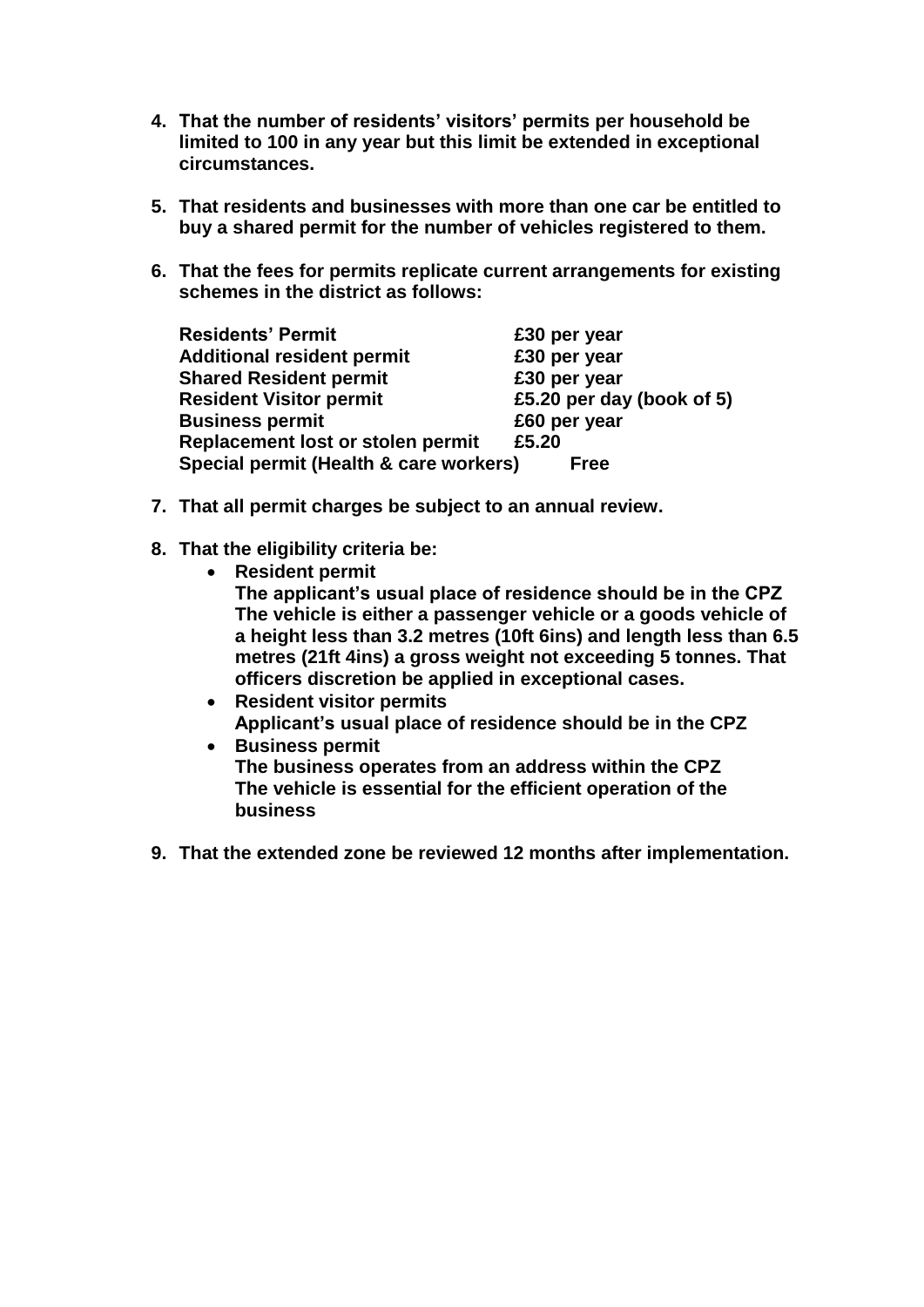4. **That the number of residents' visitors' permits per household be limited to 100 in any year but this limit be extended in exceptional circumstances.**

5. **That residents and businesses with more than one car be entitled to buy a shared permit for the number of vehicles registered to them.**

6. **That the fees for permits replicate current arrangements for existing schemes in the district as follows:**

| | |
|---|---|
| **Residents' Permit** | **£30 per year** |
| **Additional resident permit** | **£30 per year** |
| **Shared Resident permit** | **£30 per year** |
| **Resident Visitor permit** | **£5.20 per day (book of 5)** |
| **Business permit** | **£60 per year** |
| **Replacement lost or stolen permit** | **£5.20** |
| **Special permit (Health & care workers)** | **Free** |

7. **That all permit charges be subject to an annual review.**

8. **That the eligibility criteria be:**
   - **Resident permit**
     **The applicant's usual place of residence should be in the CPZ**
     **The vehicle is either a passenger vehicle or a goods vehicle of a height less than 3.2 metres (10ft 6ins) and length less than 6.5 metres (21ft 4ins) a gross weight not exceeding 5 tonnes. That officers discretion be applied in exceptional cases.**
   - **Resident visitor permits**
     **Applicant's usual place of residence should be in the CPZ**
   - **Business permit**
     **The business operates from an address within the CPZ**
     **The vehicle is essential for the efficient operation of the business**

9. **That the extended zone be reviewed 12 months after implementation.**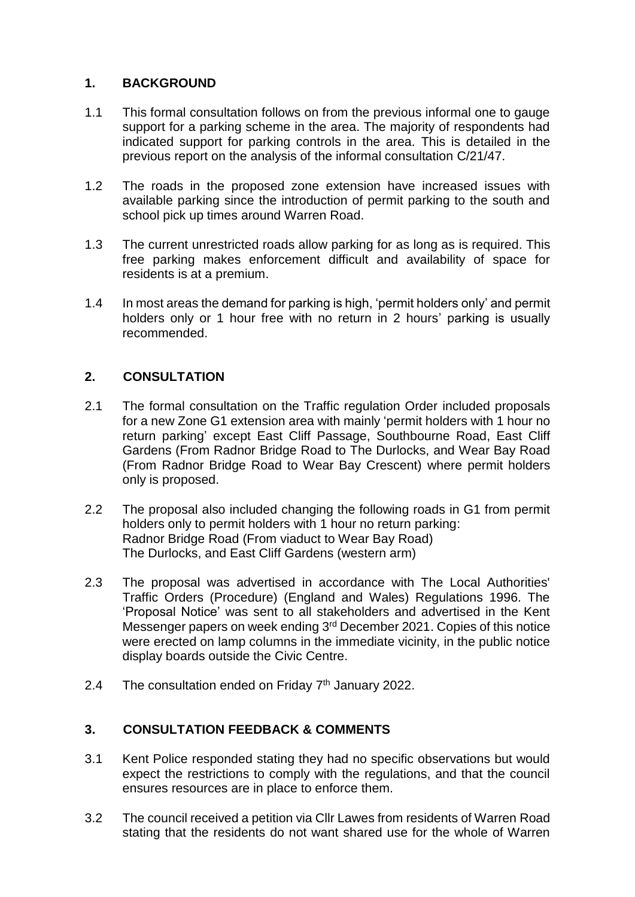## 1. BACKGROUND

1.1 This formal consultation follows on from the previous informal one to gauge support for a parking scheme in the area. The majority of respondents had indicated support for parking controls in the area. This is detailed in the previous report on the analysis of the informal consultation C/21/47.

1.2 The roads in the proposed zone extension have increased issues with available parking since the introduction of permit parking to the south and school pick up times around Warren Road.

1.3 The current unrestricted roads allow parking for as long as is required. This free parking makes enforcement difficult and availability of space for residents is at a premium.

1.4 In most areas the demand for parking is high, 'permit holders only' and permit holders only or 1 hour free with no return in 2 hours' parking is usually recommended.

## 2. CONSULTATION

2.1 The formal consultation on the Traffic regulation Order included proposals for a new Zone G1 extension area with mainly 'permit holders with 1 hour no return parking' except East Cliff Passage, Southbourne Road, East Cliff Gardens (From Radnor Bridge Road to The Durlocks, and Wear Bay Road (From Radnor Bridge Road to Wear Bay Crescent) where permit holders only is proposed.

2.2 The proposal also included changing the following roads in G1 from permit holders only to permit holders with 1 hour no return parking:
Radnor Bridge Road (From viaduct to Wear Bay Road)
The Durlocks, and East Cliff Gardens (western arm)

2.3 The proposal was advertised in accordance with The Local Authorities' Traffic Orders (Procedure) (England and Wales) Regulations 1996. The 'Proposal Notice' was sent to all stakeholders and advertised in the Kent Messenger papers on week ending 3rd December 2021. Copies of this notice were erected on lamp columns in the immediate vicinity, in the public notice display boards outside the Civic Centre.

2.4 The consultation ended on Friday 7th January 2022.

## 3. CONSULTATION FEEDBACK & COMMENTS

3.1 Kent Police responded stating they had no specific observations but would expect the restrictions to comply with the regulations, and that the council ensures resources are in place to enforce them.

3.2 The council received a petition via Cllr Lawes from residents of Warren Road stating that the residents do not want shared use for the whole of Warren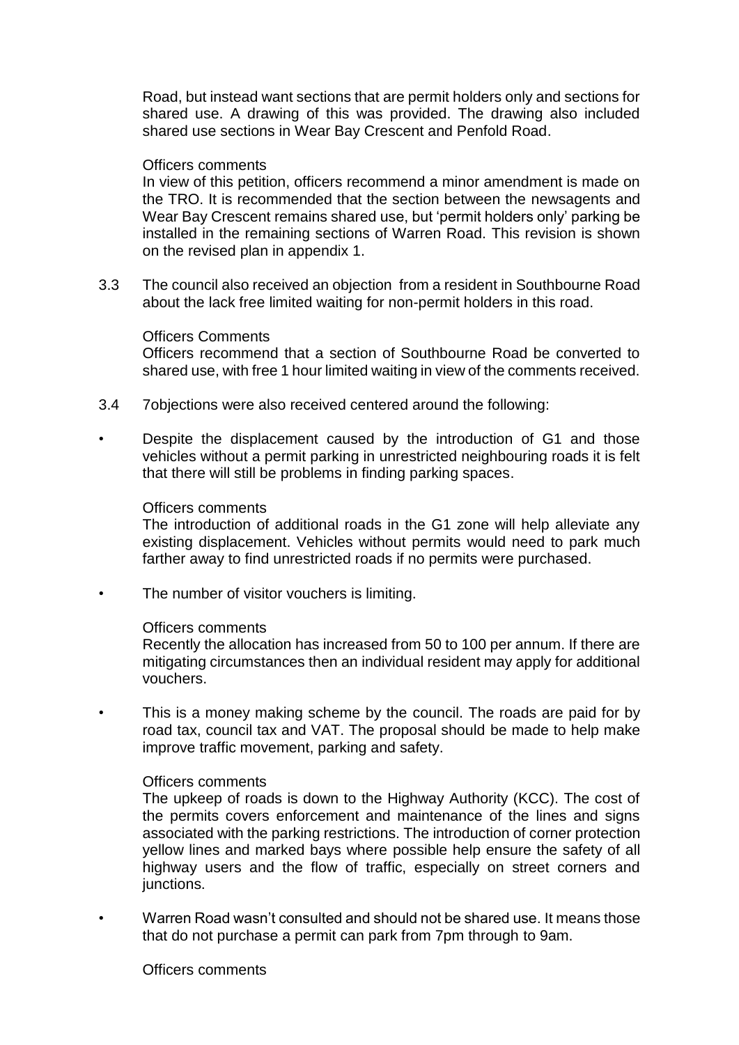Road, but instead want sections that are permit holders only and sections for shared use. A drawing of this was provided. The drawing also included shared use sections in Wear Bay Crescent and Penfold Road.

Officers comments

In view of this petition, officers recommend a minor amendment is made on the TRO. It is recommended that the section between the newsagents and Wear Bay Crescent remains shared use, but 'permit holders only' parking be installed in the remaining sections of Warren Road. This revision is shown on the revised plan in appendix 1.

3.3 The council also received an objection from a resident in Southbourne Road about the lack free limited waiting for non-permit holders in this road.

Officers Comments

Officers recommend that a section of Southbourne Road be converted to shared use, with free 1 hour limited waiting in view of the comments received.

3.4 7objections were also received centered around the following:

- Despite the displacement caused by the introduction of G1 and those vehicles without a permit parking in unrestricted neighbouring roads it is felt that there will still be problems in finding parking spaces.

  Officers comments

  The introduction of additional roads in the G1 zone will help alleviate any existing displacement. Vehicles without permits would need to park much farther away to find unrestricted roads if no permits were purchased.

- The number of visitor vouchers is limiting.

  Officers comments

  Recently the allocation has increased from 50 to 100 per annum. If there are mitigating circumstances then an individual resident may apply for additional vouchers.

- This is a money making scheme by the council. The roads are paid for by road tax, council tax and VAT. The proposal should be made to help make improve traffic movement, parking and safety.

  Officers comments

  The upkeep of roads is down to the Highway Authority (KCC). The cost of the permits covers enforcement and maintenance of the lines and signs associated with the parking restrictions. The introduction of corner protection yellow lines and marked bays where possible help ensure the safety of all highway users and the flow of traffic, especially on street corners and junctions.

- Warren Road wasn't consulted and should not be shared use. It means those that do not purchase a permit can park from 7pm through to 9am.

  Officers comments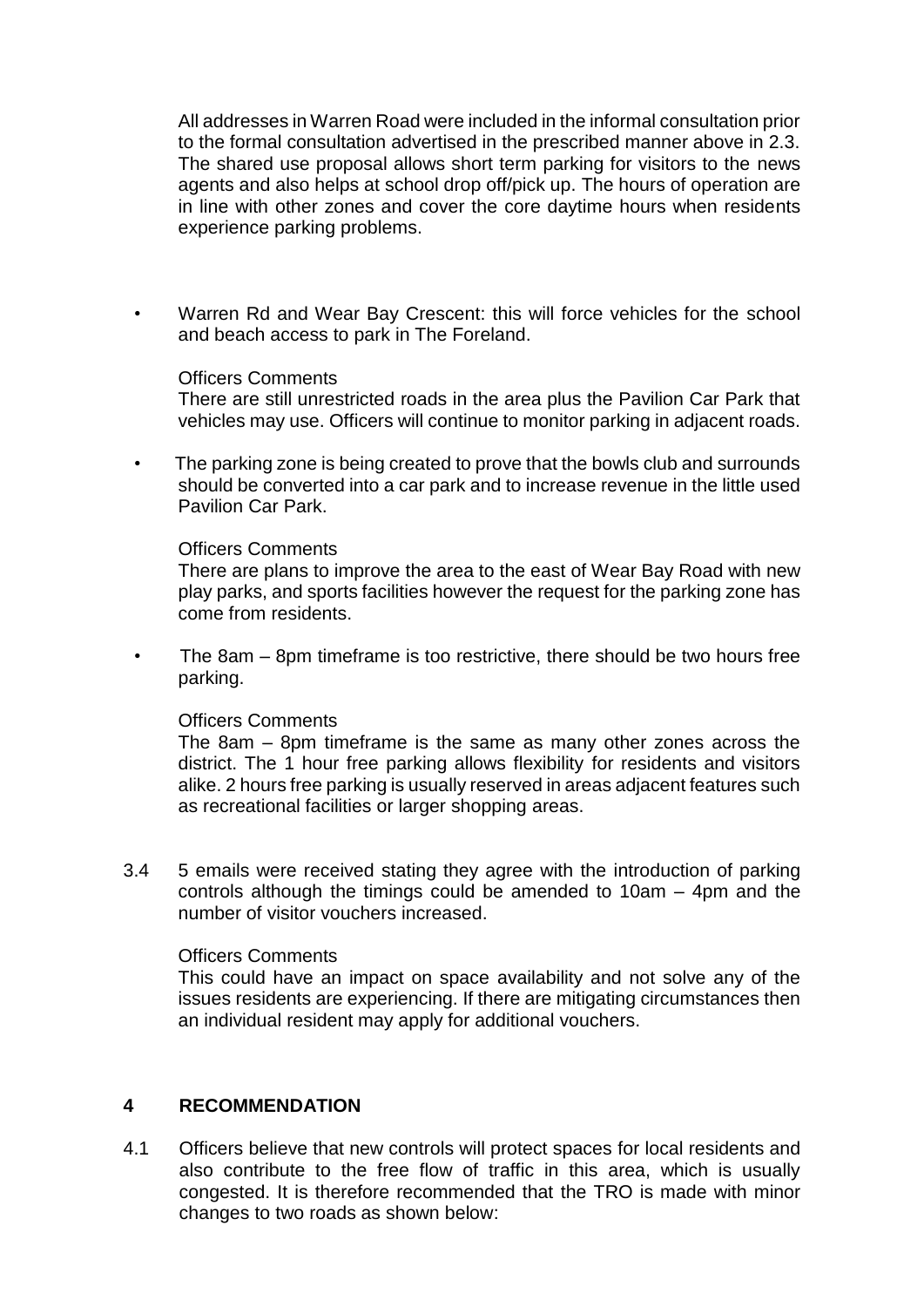All addresses in Warren Road were included in the informal consultation prior to the formal consultation advertised in the prescribed manner above in 2.3. The shared use proposal allows short term parking for visitors to the news agents and also helps at school drop off/pick up. The hours of operation are in line with other zones and cover the core daytime hours when residents experience parking problems.

- Warren Rd and Wear Bay Crescent: this will force vehicles for the school and beach access to park in The Foreland.

  Officers Comments

  There are still unrestricted roads in the area plus the Pavilion Car Park that vehicles may use. Officers will continue to monitor parking in adjacent roads.

- The parking zone is being created to prove that the bowls club and surrounds should be converted into a car park and to increase revenue in the little used Pavilion Car Park.

  Officers Comments

  There are plans to improve the area to the east of Wear Bay Road with new play parks, and sports facilities however the request for the parking zone has come from residents.

- The 8am – 8pm timeframe is too restrictive, there should be two hours free parking.

  Officers Comments

  The 8am – 8pm timeframe is the same as many other zones across the district. The 1 hour free parking allows flexibility for residents and visitors alike. 2 hours free parking is usually reserved in areas adjacent features such as recreational facilities or larger shopping areas.

3.4 5 emails were received stating they agree with the introduction of parking controls although the timings could be amended to 10am – 4pm and the number of visitor vouchers increased.

Officers Comments

This could have an impact on space availability and not solve any of the issues residents are experiencing. If there are mitigating circumstances then an individual resident may apply for additional vouchers.

## 4 RECOMMENDATION

4.1 Officers believe that new controls will protect spaces for local residents and also contribute to the free flow of traffic in this area, which is usually congested. It is therefore recommended that the TRO is made with minor changes to two roads as shown below: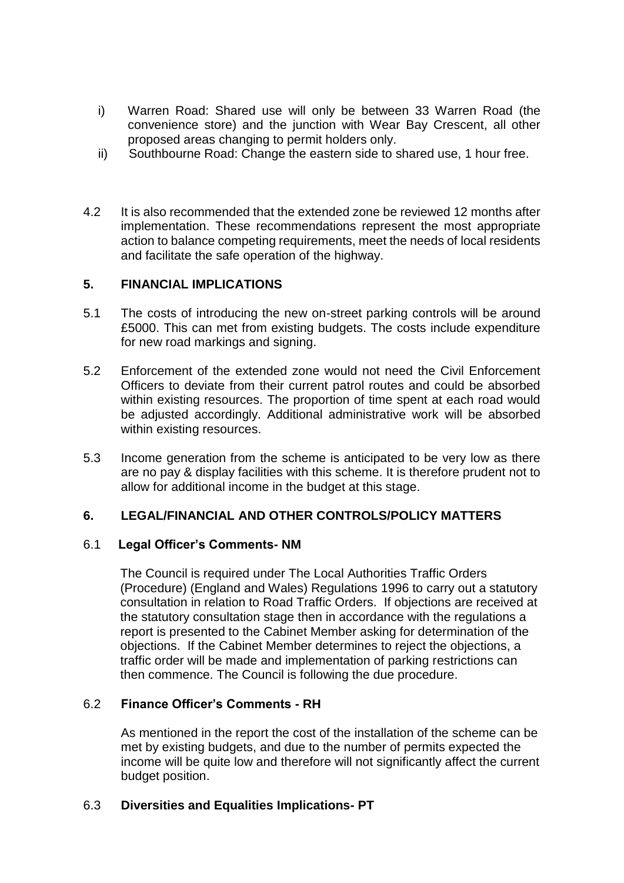i) Warren Road: Shared use will only be between 33 Warren Road (the convenience store) and the junction with Wear Bay Crescent, all other proposed areas changing to permit holders only.

ii) Southbourne Road: Change the eastern side to shared use, 1 hour free.

4.2 It is also recommended that the extended zone be reviewed 12 months after implementation. These recommendations represent the most appropriate action to balance competing requirements, meet the needs of local residents and facilitate the safe operation of the highway.

## 5. FINANCIAL IMPLICATIONS

5.1 The costs of introducing the new on-street parking controls will be around £5000. This can met from existing budgets. The costs include expenditure for new road markings and signing.

5.2 Enforcement of the extended zone would not need the Civil Enforcement Officers to deviate from their current patrol routes and could be absorbed within existing resources. The proportion of time spent at each road would be adjusted accordingly. Additional administrative work will be absorbed within existing resources.

5.3 Income generation from the scheme is anticipated to be very low as there are no pay & display facilities with this scheme. It is therefore prudent not to allow for additional income in the budget at this stage.

## 6. LEGAL/FINANCIAL AND OTHER CONTROLS/POLICY MATTERS

### 6.1 Legal Officer's Comments- NM

The Council is required under The Local Authorities Traffic Orders (Procedure) (England and Wales) Regulations 1996 to carry out a statutory consultation in relation to Road Traffic Orders. If objections are received at the statutory consultation stage then in accordance with the regulations a report is presented to the Cabinet Member asking for determination of the objections. If the Cabinet Member determines to reject the objections, a traffic order will be made and implementation of parking restrictions can then commence. The Council is following the due procedure.

### 6.2 Finance Officer's Comments - RH

As mentioned in the report the cost of the installation of the scheme can be met by existing budgets, and due to the number of permits expected the income will be quite low and therefore will not significantly affect the current budget position.

### 6.3 Diversities and Equalities Implications- PT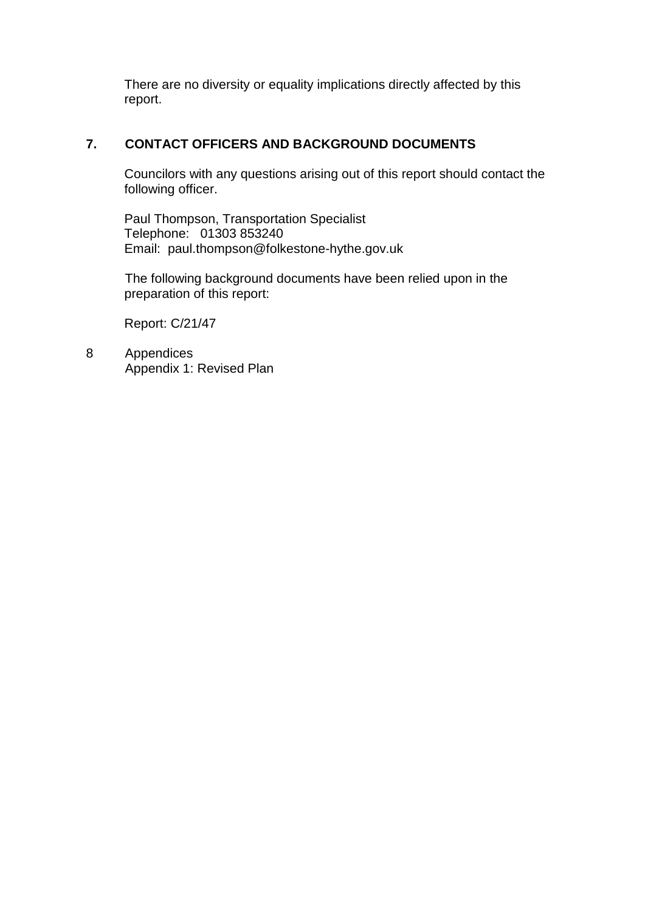There are no diversity or equality implications directly affected by this report.

## 7. CONTACT OFFICERS AND BACKGROUND DOCUMENTS

Councilors with any questions arising out of this report should contact the following officer.

Paul Thompson, Transportation Specialist
Telephone: 01303 853240
Email: paul.thompson@folkestone-hythe.gov.uk

The following background documents have been relied upon in the preparation of this report:

Report: C/21/47

8 Appendices
Appendix 1: Revised Plan